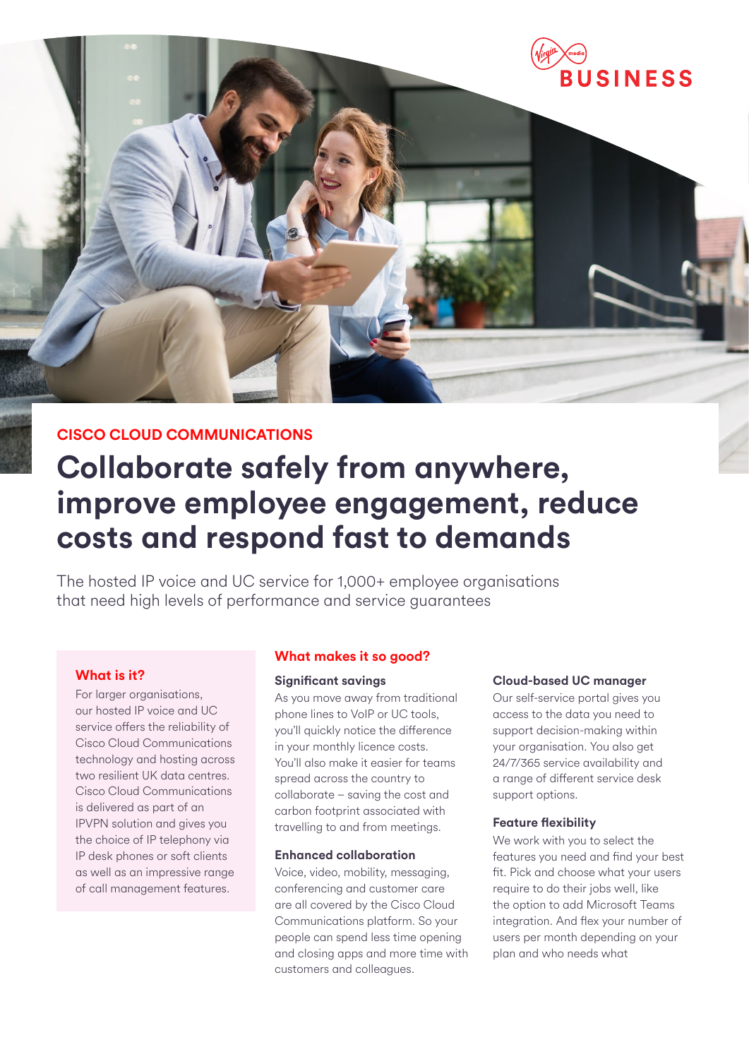CISCO CLOUD COMMUNICATIONS

# Collaborate safely from anywhere, improve employee engagement, reduce costs and respond fast to demands

The hosted IP voice and UC service for 1,000+ employee organisations that need high levels of performance and service guarantees

## What is it?

For larger organisations, our hosted IP voice and UC service offers the reliability of Cisco Cloud Communications technology and hosting across two resilient UK data centres. Cisco Cloud Communications is delivered as part of an IPVPN solution and gives you the choice of IP telephony via IP desk phones or soft clients as well as an impressive range of call management features.

## What makes it so good?

### Significant savings

As you move away from traditional phone lines to VoIP or UC tools, you'll quickly notice the difference in your monthly licence costs. You'll also make it easier for teams spread across the country to collaborate – saving the cost and carbon footprint associated with travelling to and from meetings.

### Enhanced collaboration

Voice, video, mobility, messaging, conferencing and customer care are all covered by the Cisco Cloud Communications platform. So your people can spend less time opening and closing apps and more time with customers and colleagues.

### Cloud-based UC manager

Our self-service portal gives you access to the data you need to support decision-making within your organisation. You also get 24/7/365 service availability and a range of different service desk support options.

### Feature flexibility

We work with you to select the features you need and find your best fit. Pick and choose what your users require to do their jobs well, like the option to add Microsoft Teams integration. And flex your number of users per month depending on your plan and who needs what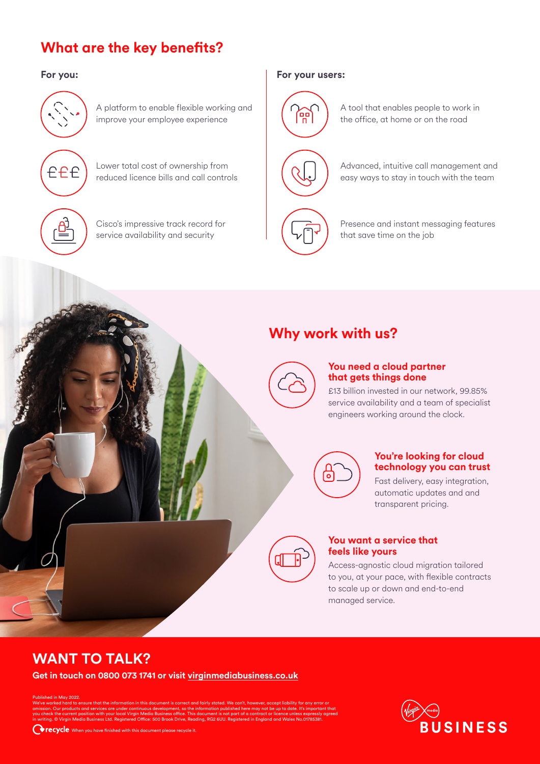## What are the key benefits?

### For you:

- A platform to enable flexible working and improve your employee experience
- Lower total cost of ownership from reduced licence bills and call controls
- Cisco's impressive track record for service availability and security

### For your users:

- A tool that enables people to work in the office, at home or on the road
- Advanced, intuitive call management and easy ways to stay in touch with the team
- Presence and instant messaging features that save time on the job

## Why work with us?

### You need a cloud partner that gets things done

£13 billion invested in our network, 99.85% service availability and a team of specialist engineers working around the clock.

### You're looking for cloud technology you can trust

Fast delivery, easy integration, automatic updates and and transparent pricing.

### You want a service that feels like yours

Access-agnostic cloud migration tailored to you, at your pace, with flexible contracts to scale up or down and end-to-end managed service.

## WANT TO TALK?

**Get in touch on 0800 073 1741 or visit virginmediabusiness.co.uk**

Published in May 2022.
We've worked hard to ensure that the information in this document is correct and fairly stated. We can't, however, accept liability for any error or omission. Our products and services are under continuous development, so the information published here may not be up to date. It's important that you check the current position with your local Virgin Media Business office. This document is not part of a contract or licence unless expressly agreed in writing. © Virgin Media Business Ltd. Registered Office: 500 Brook Drive, Reading, RG2 6UU. Registered in England and Wales No.01785381.

recycle When you have finished with this document please recycle it.

Virgin media BUSINESS